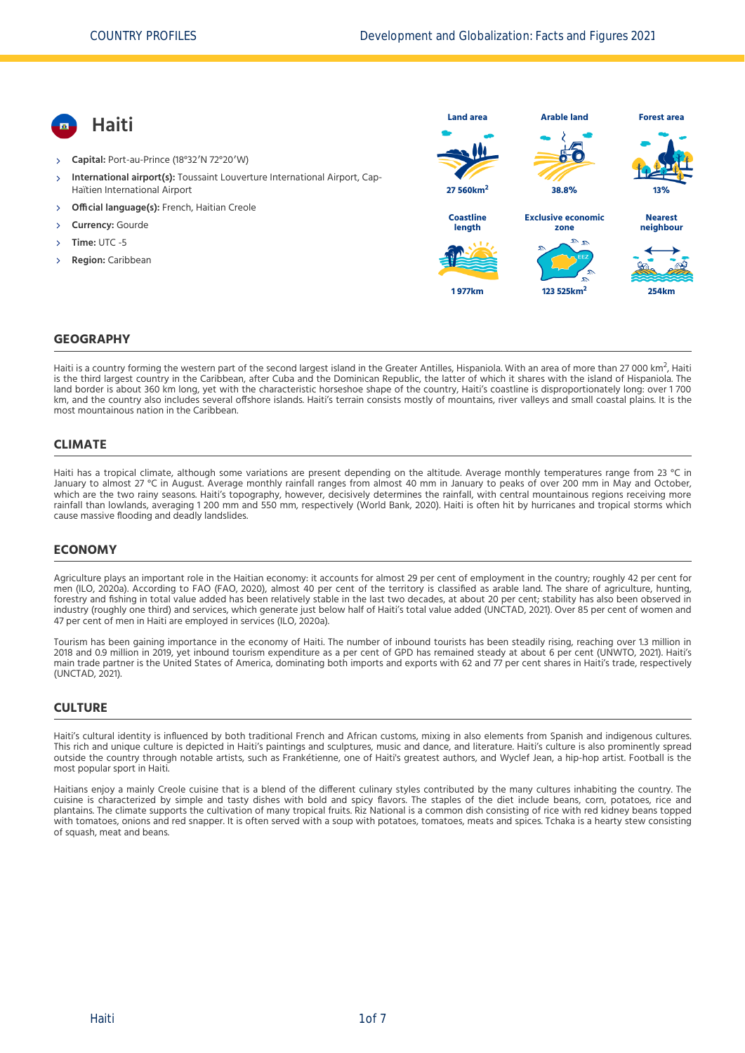# Haiti

- **Capital:** Port-au-Prince (18°32’N 72°20’W)
- **International airport(s):** Toussaint Louverture International Airport, Cap-Haïtien International Airport
- **Official language(s):** French, Haitian Creole
- **Currency:** Gourde
- **Time:** UTC -5
- **Region:** Caribbean

| Land area | Arable land | Forest area |
|---|---|---|
| 27 560km$^2$ | 38.8% | 13% |

| Coastline length | Exclusive economic zone | Nearest neighbour |
|---|---|---|
| 1 977km | 123 525km$^2$ | 254km |

## GEOGRAPHY

Haiti is a country forming the western part of the second largest island in the Greater Antilles, Hispaniola. With an area of more than 27 000 km$^2$, Haiti is the third largest country in the Caribbean, after Cuba and the Dominican Republic, the latter of which it shares with the island of Hispaniola. The land border is about 360 km long, yet with the characteristic horseshoe shape of the country, Haiti’s coastline is disproportionately long: over 1 700 km, and the country also includes several offshore islands. Haiti’s terrain consists mostly of mountains, river valleys and small coastal plains. It is the most mountainous nation in the Caribbean.

## CLIMATE

Haiti has a tropical climate, although some variations are present depending on the altitude. Average monthly temperatures range from 23 °C in January to almost 27 °C in August. Average monthly rainfall ranges from almost 40 mm in January to peaks of over 200 mm in May and October, which are the two rainy seasons. Haiti’s topography, however, decisively determines the rainfall, with central mountainous regions receiving more rainfall than lowlands, averaging 1 200 mm and 550 mm, respectively (World Bank, 2020). Haiti is often hit by hurricanes and tropical storms which cause massive flooding and deadly landslides.

## ECONOMY

Agriculture plays an important role in the Haitian economy: it accounts for almost 29 per cent of employment in the country; roughly 42 per cent for men (ILO, 2020a). According to FAO (FAO, 2020), almost 40 per cent of the territory is classified as arable land. The share of agriculture, hunting, forestry and fishing in total value added has been relatively stable in the last two decades, at about 20 per cent; stability has also been observed in industry (roughly one third) and services, which generate just below half of Haiti’s total value added (UNCTAD, 2021). Over 85 per cent of women and 47 per cent of men in Haiti are employed in services (ILO, 2020a).

Tourism has been gaining importance in the economy of Haiti. The number of inbound tourists has been steadily rising, reaching over 1.3 million in 2018 and 0.9 million in 2019, yet inbound tourism expenditure as a per cent of GPD has remained steady at about 6 per cent (UNWTO, 2021). Haiti’s main trade partner is the United States of America, dominating both imports and exports with 62 and 77 per cent shares in Haiti’s trade, respectively (UNCTAD, 2021).

## CULTURE

Haiti’s cultural identity is influenced by both traditional French and African customs, mixing in also elements from Spanish and indigenous cultures. This rich and unique culture is depicted in Haiti’s paintings and sculptures, music and dance, and literature. Haiti’s culture is also prominently spread outside the country through notable artists, such as Frankétienne, one of Haiti's greatest authors, and Wyclef Jean, a hip-hop artist. Football is the most popular sport in Haiti.

Haitians enjoy a mainly Creole cuisine that is a blend of the different culinary styles contributed by the many cultures inhabiting the country. The cuisine is characterized by simple and tasty dishes with bold and spicy flavors. The staples of the diet include beans, corn, potatoes, rice and plantains. The climate supports the cultivation of many tropical fruits. Riz National is a common dish consisting of rice with red kidney beans topped with tomatoes, onions and red snapper. It is often served with a soup with potatoes, tomatoes, meats and spices. Tchaka is a hearty stew consisting of squash, meat and beans.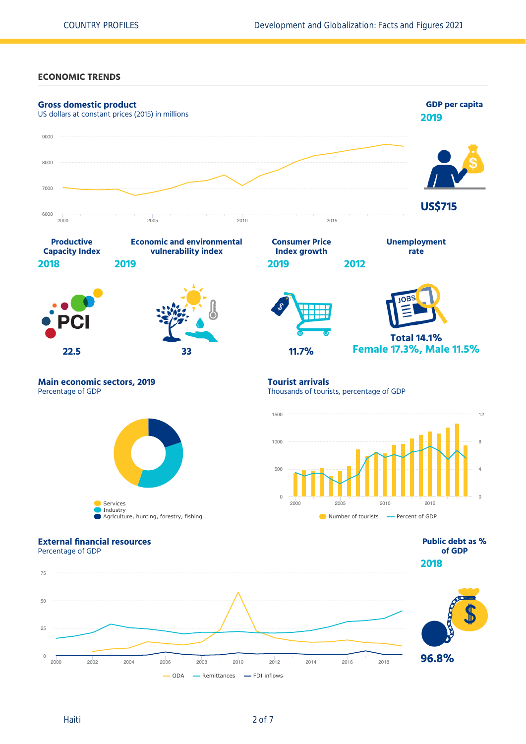## ECONOMIC TRENDS

### Gross domestic product

US dollars at constant prices (2015) in millions

9000
8000
7000
6000
2000 2005 2010 2015

### GDP per capita

2019

US$715

### Productive Capacity Index

2018

22.5

### Economic and environmental vulnerability index

2019

33

### Consumer Price Index growth

2019

11.7%

### Unemployment rate

2012

Total 14.1%
Female 17.3%, Male 11.5%

### Main economic sectors, 2019

Percentage of GDP

- Services
- Industry
- Agriculture, hunting, forestry, fishing

### Tourist arrivals

Thousands of tourists, percentage of GDP

1500 12
1000 8
500 4
0 0
2000 2005 2010 2015

Number of tourists — Percent of GDP

### External financial resources

Percentage of GDP

75
50
25
0
2000 2002 2004 2006 2008 2010 2012 2014 2016 2018

ODA — Remittances — FDI inflows

### Public debt as % of GDP

2018

96.8%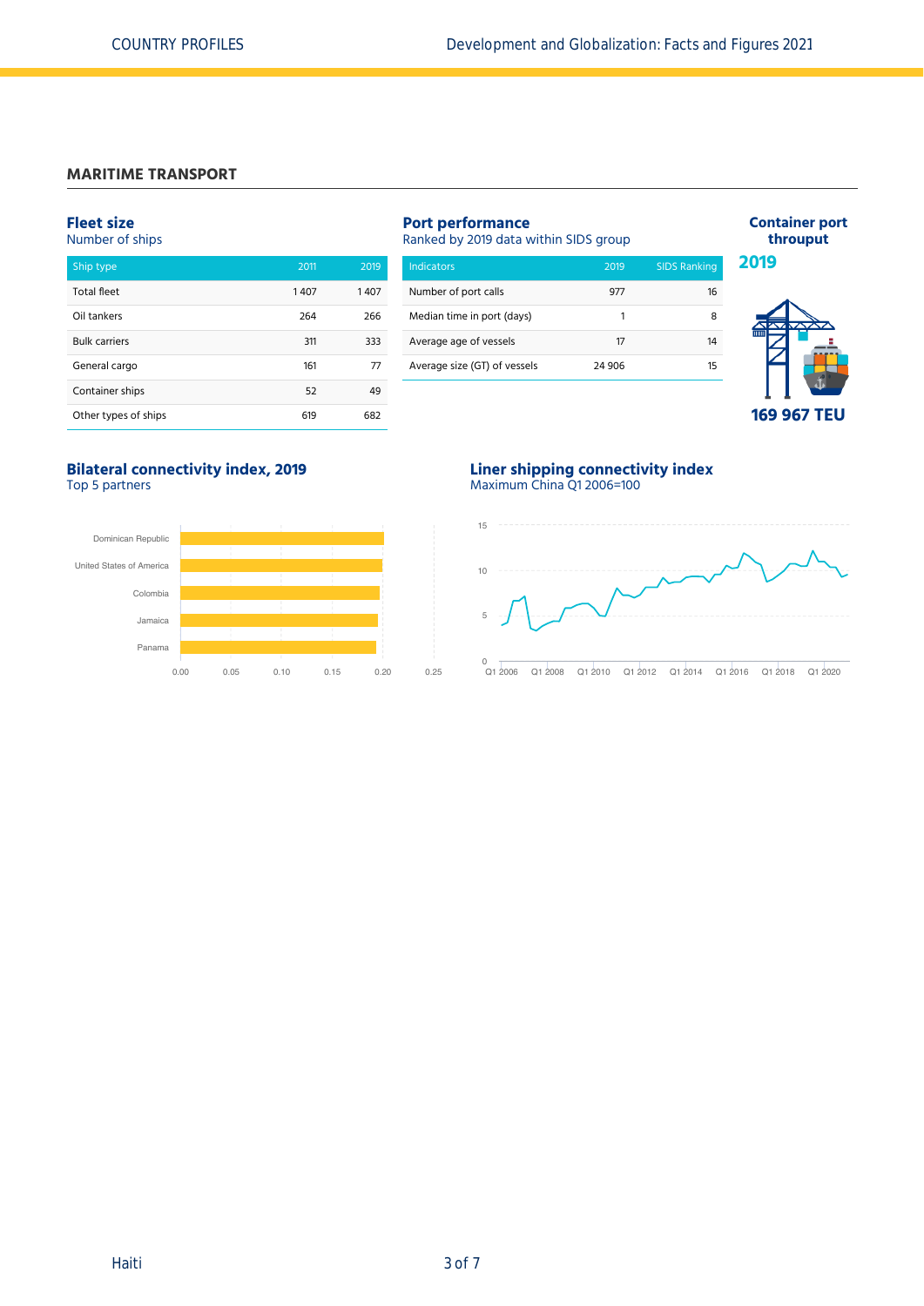## MARITIME TRANSPORT

### Fleet size
Number of ships

| Ship type | 2011 | 2019 |
|---|---|---|
| Total fleet | 1 407 | 1 407 |
| Oil tankers | 264 | 266 |
| Bulk carriers | 311 | 333 |
| General cargo | 161 | 77 |
| Container ships | 52 | 49 |
| Other types of ships | 619 | 682 |

### Port performance
Ranked by 2019 data within SIDS group

| Indicators | 2019 | SIDS Ranking |
|---|---|---|
| Number of port calls | 977 | 16 |
| Median time in port (days) | 1 | 8 |
| Average age of vessels | 17 | 14 |
| Average size (GT) of vessels | 24 906 | 15 |

### Container port throuput

**2019**

**169 967 TEU**

### Bilateral connectivity index, 2019
Top 5 partners

Dominican Republic, United States of America, Colombia, Jamaica, Panama

### Liner shipping connectivity index
Maximum China Q1 2006=100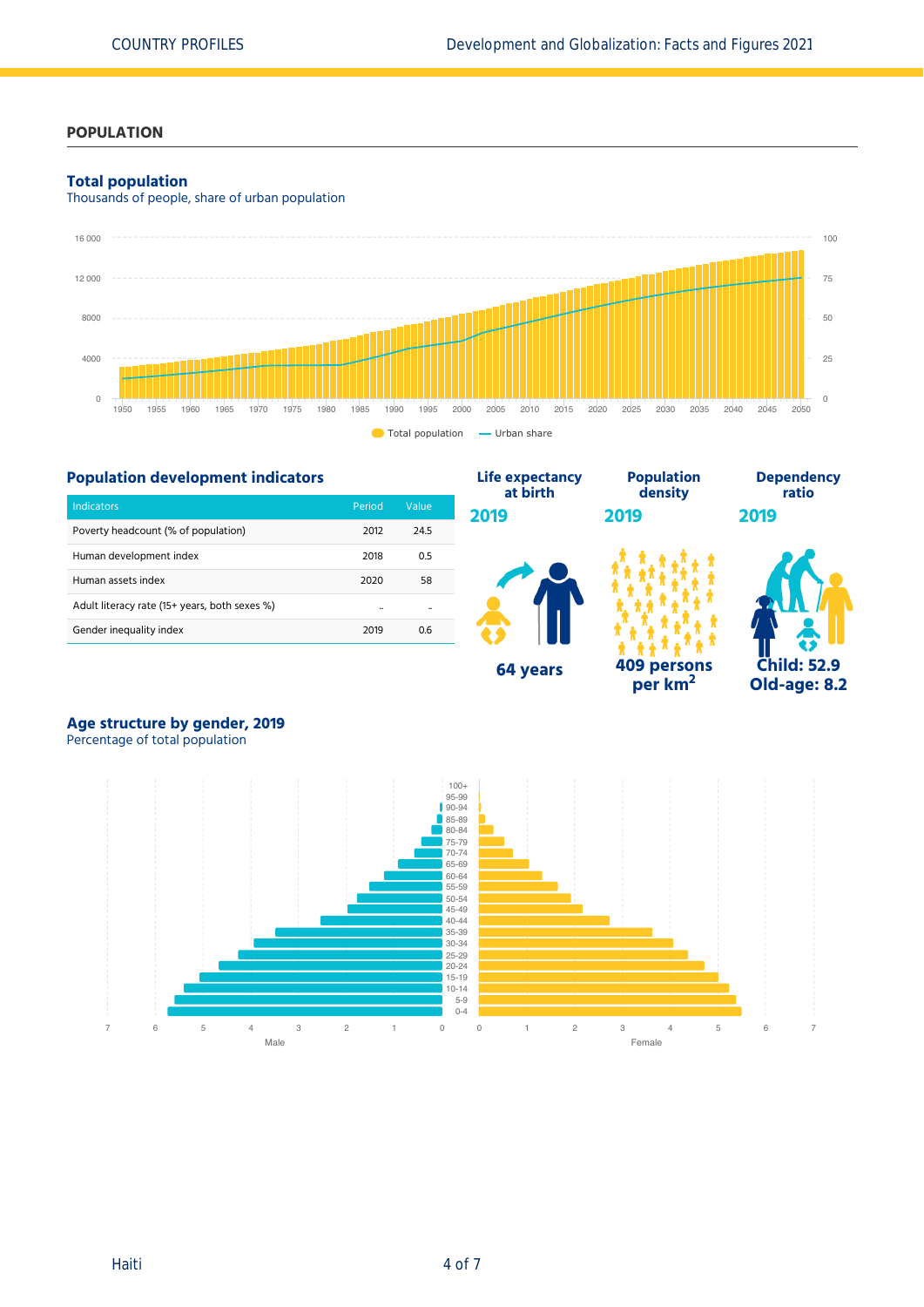## POPULATION

### Total population

Thousands of people, share of urban population

Total population — Urban share

### Population development indicators

| Indicators | Period | Value |
| --- | --- | --- |
| Poverty headcount (% of population) | 2012 | 24.5 |
| Human development index | 2018 | 0.5 |
| Human assets index | 2020 | 58 |
| Adult literacy rate (15+ years, both sexes %) | .. | .. |
| Gender inequality index | 2019 | 0.6 |

**Life expectancy at birth**
**2019**
**64 years**

**Population density**
**2019**
**409 persons per km$^2$**

**Dependency ratio**
**2019**
**Child: 52.9**
**Old-age: 8.2**

### Age structure by gender, 2019

Percentage of total population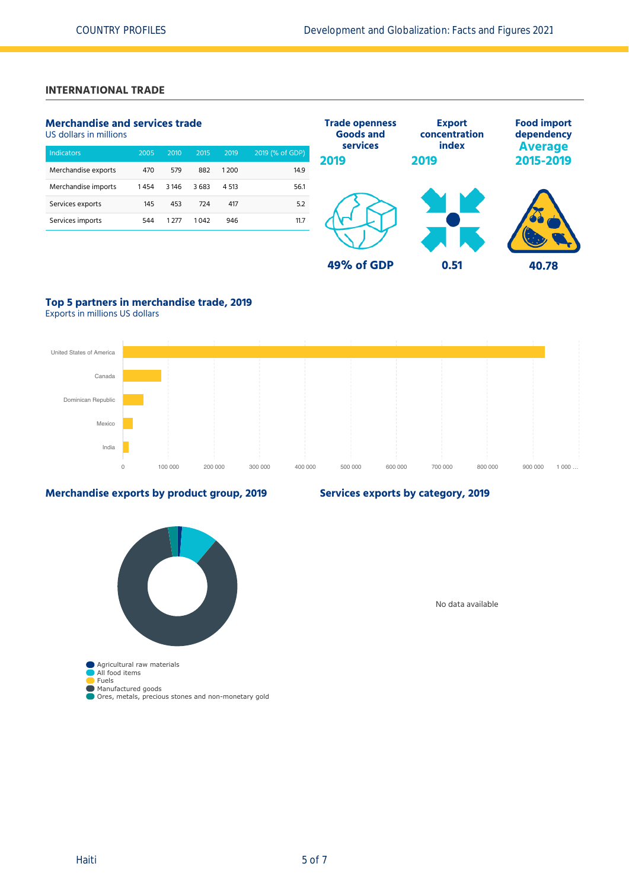## INTERNATIONAL TRADE

### Merchandise and services trade

US dollars in millions

| Indicators | 2005 | 2010 | 2015 | 2019 | 2019 (% of GDP) |
|---|---|---|---|---|---|
| Merchandise exports | 470 | 579 | 882 | 1 200 | 14.9 |
| Merchandise imports | 1 454 | 3 146 | 3 683 | 4 513 | 56.1 |
| Services exports | 145 | 453 | 724 | 417 | 5.2 |
| Services imports | 544 | 1 277 | 1 042 | 946 | 11.7 |

**Trade openness Goods and services 2019**

**49% of GDP**

**Export concentration index 2019**

**0.51**

**Food import dependency Average 2015-2019**

**40.78**

### Top 5 partners in merchandise trade, 2019

Exports in millions US dollars

United States of America
Canada
Dominican Republic
Mexico
India

0 | 100 000 | 200 000 | 300 000 | 400 000 | 500 000 | 600 000 | 700 000 | 800 000 | 900 000 | 1 000 ...

### Merchandise exports by product group, 2019

- Agricultural raw materials
- All food items
- Fuels
- Manufactured goods
- Ores, metals, precious stones and non-monetary gold

### Services exports by category, 2019

No data available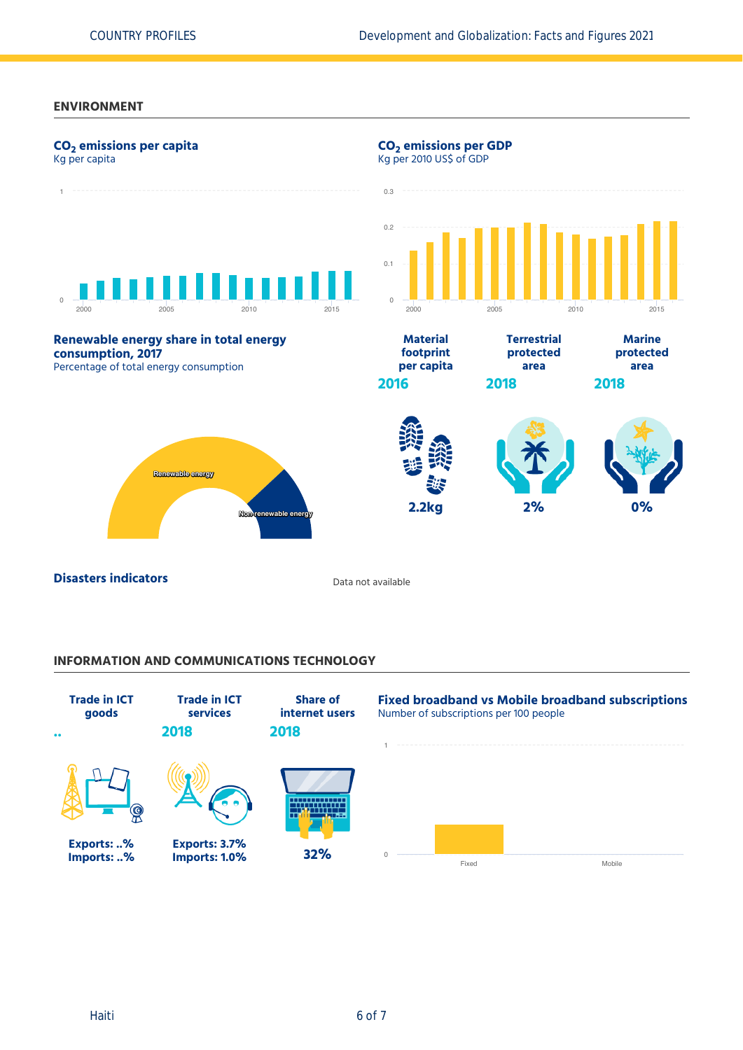## ENVIRONMENT

### $CO_2$ emissions per capita

Kg per capita

### $CO_2$ emissions per GDP

Kg per 2010 US$ of GDP

### Renewable energy share in total energy consumption, 2017

Percentage of total energy consumption

Renewable energy

Non-renewable energy

**Material footprint per capita**
**2016**
**2.2kg**

**Terrestrial protected area**
**2018**
**2%**

**Marine protected area**
**2018**
**0%**

### Disasters indicators

Data not available

## INFORMATION AND COMMUNICATIONS TECHNOLOGY

**Trade in ICT goods**
**..**
**Exports: ..%**
**Imports: ..%**

**Trade in ICT services**
**2018**
**Exports: 3.7%**
**Imports: 1.0%**

**Share of internet users**
**2018**
**32%**

### Fixed broadband vs Mobile broadband subscriptions

Number of subscriptions per 100 people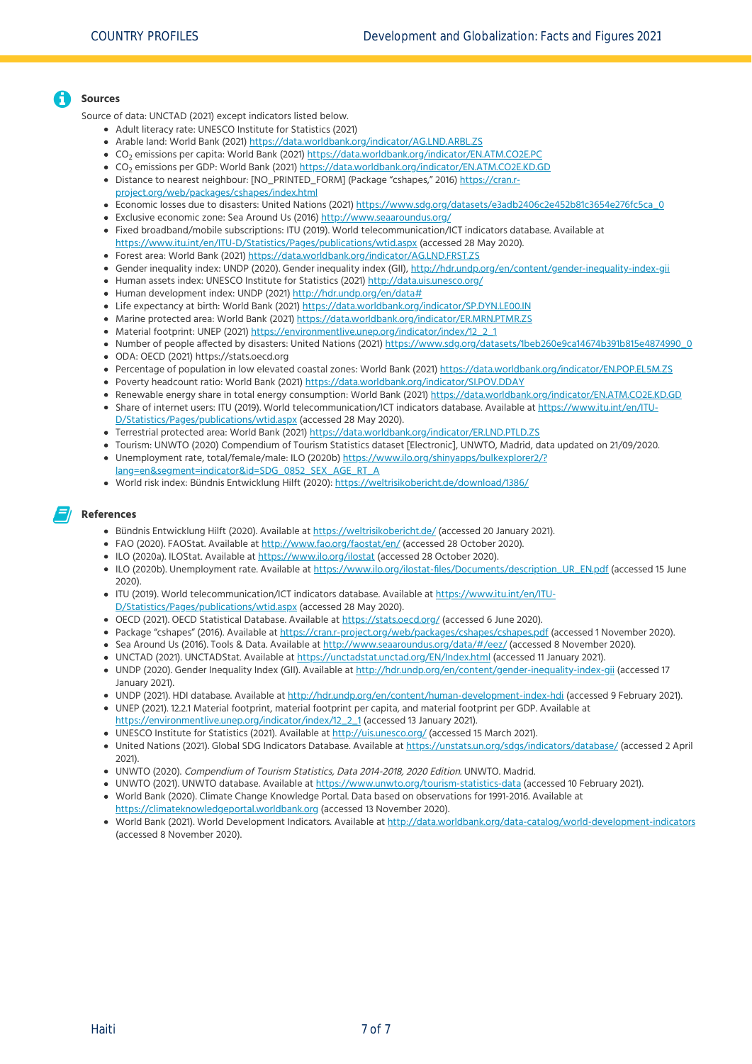## Sources

Source of data: UNCTAD (2021) except indicators listed below.

- Adult literacy rate: UNESCO Institute for Statistics (2021)
- Arable land: World Bank (2021) https://data.worldbank.org/indicator/AG.LND.ARBL.ZS
- $CO_2$ emissions per capita: World Bank (2021) https://data.worldbank.org/indicator/EN.ATM.CO2E.PC
- $CO_2$ emissions per GDP: World Bank (2021) https://data.worldbank.org/indicator/EN.ATM.CO2E.KD.GD
- Distance to nearest neighbour: [NO_PRINTED_FORM] (Package "cshapes," 2016) https://cran.r-project.org/web/packages/cshapes/index.html
- Economic losses due to disasters: United Nations (2021) https://www.sdg.org/datasets/e3adb2406c2e452b81c3654e276fc5ca_0
- Exclusive economic zone: Sea Around Us (2016) http://www.seaaroundus.org/
- Fixed broadband/mobile subscriptions: ITU (2019). World telecommunication/ICT indicators database. Available at https://www.itu.int/en/ITU-D/Statistics/Pages/publications/wtid.aspx (accessed 28 May 2020).
- Forest area: World Bank (2021) https://data.worldbank.org/indicator/AG.LND.FRST.ZS
- Gender inequality index: UNDP (2020). Gender inequality index (GII), http://hdr.undp.org/en/content/gender-inequality-index-gii
- Human assets index: UNESCO Institute for Statistics (2021) http://data.uis.unesco.org/
- Human development index: UNDP (2021) http://hdr.undp.org/en/data#
- Life expectancy at birth: World Bank (2021) https://data.worldbank.org/indicator/SP.DYN.LE00.IN
- Marine protected area: World Bank (2021) https://data.worldbank.org/indicator/ER.MRN.PTMR.ZS
- Material footprint: UNEP (2021) https://environmentlive.unep.org/indicator/index/12_2_1
- Number of people affected by disasters: United Nations (2021) https://www.sdg.org/datasets/1beb260e9ca14674b391b815e4874990_0
- ODA: OECD (2021) https://stats.oecd.org
- Percentage of population in low elevated coastal zones: World Bank (2021) https://data.worldbank.org/indicator/EN.POP.EL5M.ZS
- Poverty headcount ratio: World Bank (2021) https://data.worldbank.org/indicator/SI.POV.DDAY
- Renewable energy share in total energy consumption: World Bank (2021) https://data.worldbank.org/indicator/EN.ATM.CO2E.KD.GD
- Share of internet users: ITU (2019). World telecommunication/ICT indicators database. Available at https://www.itu.int/en/ITU-D/Statistics/Pages/publications/wtid.aspx (accessed 28 May 2020).
- Terrestrial protected area: World Bank (2021) https://data.worldbank.org/indicator/ER.LND.PTLD.ZS
- Tourism: UNWTO (2020) Compendium of Tourism Statistics dataset [Electronic], UNWTO, Madrid, data updated on 21/09/2020.
- Unemployment rate, total/female/male: ILO (2020b) https://www.ilo.org/shinyapps/bulkexplorer2/?lang=en&segment=indicator&id=SDG_0852_SEX_AGE_RT_A
- World risk index: Bündnis Entwicklung Hilft (2020): https://weltrisikobericht.de/download/1386/

## References

- Bündnis Entwicklung Hilft (2020). Available at https://weltrisikobericht.de/ (accessed 20 January 2021).
- FAO (2020). FAOStat. Available at http://www.fao.org/faostat/en/ (accessed 28 October 2020).
- ILO (2020a). ILOStat. Available at https://www.ilo.org/ilostat (accessed 28 October 2020).
- ILO (2020b). Unemployment rate. Available at https://www.ilo.org/ilostat-files/Documents/description_UR_EN.pdf (accessed 15 June 2020).
- ITU (2019). World telecommunication/ICT indicators database. Available at https://www.itu.int/en/ITU-D/Statistics/Pages/publications/wtid.aspx (accessed 28 May 2020).
- OECD (2021). OECD Statistical Database. Available at https://stats.oecd.org/ (accessed 6 June 2020).
- Package "cshapes" (2016). Available at https://cran.r-project.org/web/packages/cshapes/cshapes.pdf (accessed 1 November 2020).
- Sea Around Us (2016). Tools & Data. Available at http://www.seaaroundus.org/data/#/eez/ (accessed 8 November 2020).
- UNCTAD (2021). UNCTADStat. Available at https://unctadstat.unctad.org/EN/Index.html (accessed 11 January 2021).
- UNDP (2020). Gender Inequality Index (GII). Available at http://hdr.undp.org/en/content/gender-inequality-index-gii (accessed 17 January 2021).
- UNDP (2021). HDI database. Available at http://hdr.undp.org/en/content/human-development-index-hdi (accessed 9 February 2021).
- UNEP (2021). 12.2.1 Material footprint, material footprint per capita, and material footprint per GDP. Available at https://environmentlive.unep.org/indicator/index/12_2_1 (accessed 13 January 2021).
- UNESCO Institute for Statistics (2021). Available at http://uis.unesco.org/ (accessed 15 March 2021).
- United Nations (2021). Global SDG Indicators Database. Available at https://unstats.un.org/sdgs/indicators/database/ (accessed 2 April 2021).
- UNWTO (2020). *Compendium of Tourism Statistics, Data 2014-2018, 2020 Edition*. UNWTO. Madrid.
- UNWTO (2021). UNWTO database. Available at https://www.unwto.org/tourism-statistics-data (accessed 10 February 2021).
- World Bank (2020). Climate Change Knowledge Portal. Data based on observations for 1991-2016. Available at https://climateknowledgeportal.worldbank.org (accessed 13 November 2020).
- World Bank (2021). World Development Indicators. Available at http://data.worldbank.org/data-catalog/world-development-indicators (accessed 8 November 2020).